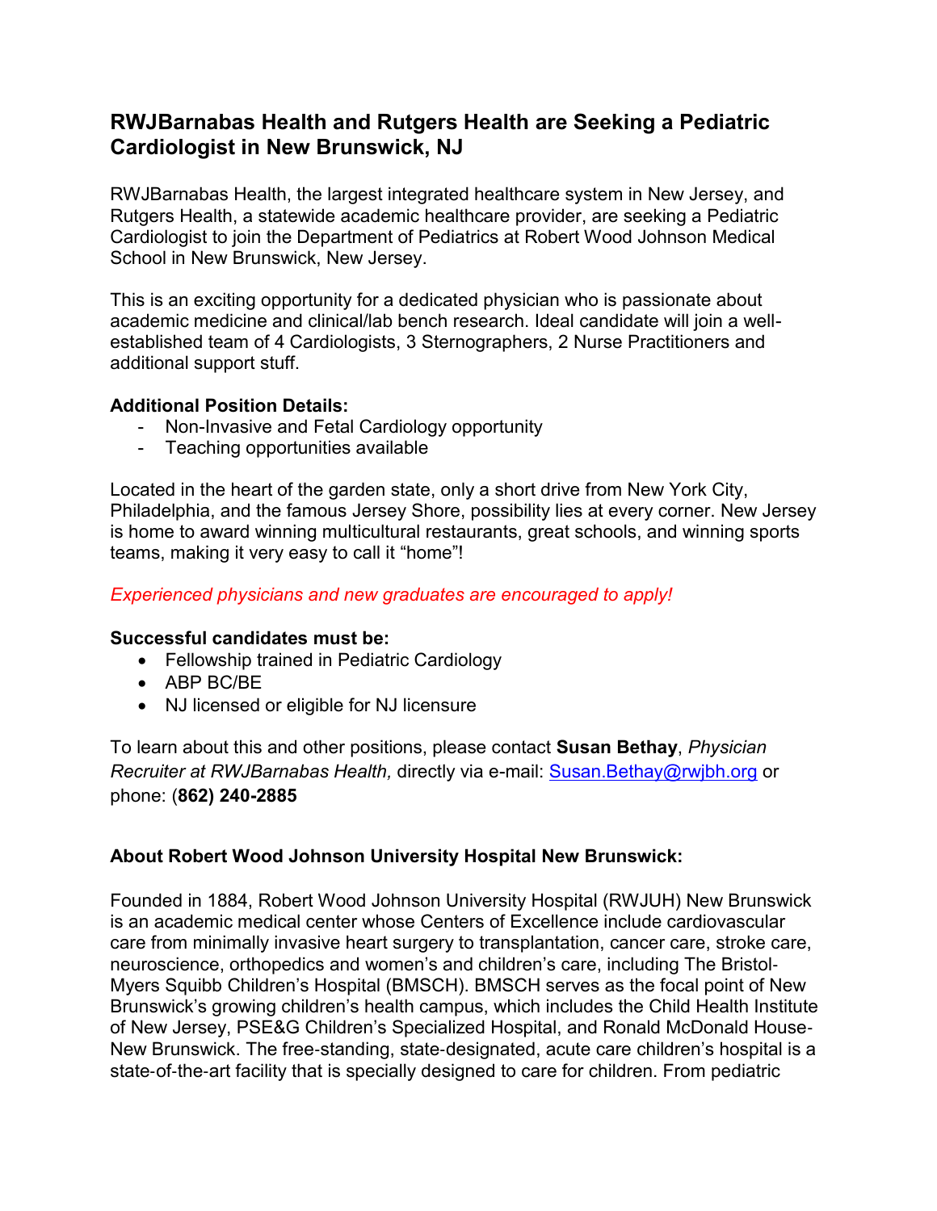# RWJBarnabas Health and Rutgers Health are Seeking a Pediatric Cardiologist in New Brunswick, NJ

RWJBarnabas Health, the largest integrated healthcare system in New Jersey, and Rutgers Health, a statewide academic healthcare provider, are seeking a Pediatric Cardiologist to join the Department of Pediatrics at Robert Wood Johnson Medical School in New Brunswick, New Jersey.

This is an exciting opportunity for a dedicated physician who is passionate about academic medicine and clinical/lab bench research. Ideal candidate will join a well-established team of 4 Cardiologists, 3 Sternographers, 2 Nurse Practitioners and additional support stuff.

**Additional Position Details:**

- Non-Invasive and Fetal Cardiology opportunity
- Teaching opportunities available

Located in the heart of the garden state, only a short drive from New York City, Philadelphia, and the famous Jersey Shore, possibility lies at every corner. New Jersey is home to award winning multicultural restaurants, great schools, and winning sports teams, making it very easy to call it "home"!

*Experienced physicians and new graduates are encouraged to apply!*

**Successful candidates must be:**

- Fellowship trained in Pediatric Cardiology
- ABP BC/BE
- NJ licensed or eligible for NJ licensure

To learn about this and other positions, please contact **Susan Bethay**, *Physician Recruiter at RWJBarnabas Health,* directly via e-mail: Susan.Bethay@rwjbh.org or phone: (**862) 240-2885**

**About Robert Wood Johnson University Hospital New Brunswick:**

Founded in 1884, Robert Wood Johnson University Hospital (RWJUH) New Brunswick is an academic medical center whose Centers of Excellence include cardiovascular care from minimally invasive heart surgery to transplantation, cancer care, stroke care, neuroscience, orthopedics and women's and children's care, including The Bristol-Myers Squibb Children's Hospital (BMSCH). BMSCH serves as the focal point of New Brunswick's growing children's health campus, which includes the Child Health Institute of New Jersey, PSE&G Children's Specialized Hospital, and Ronald McDonald House-New Brunswick. The free-standing, state-designated, acute care children's hospital is a state-of-the-art facility that is specially designed to care for children. From pediatric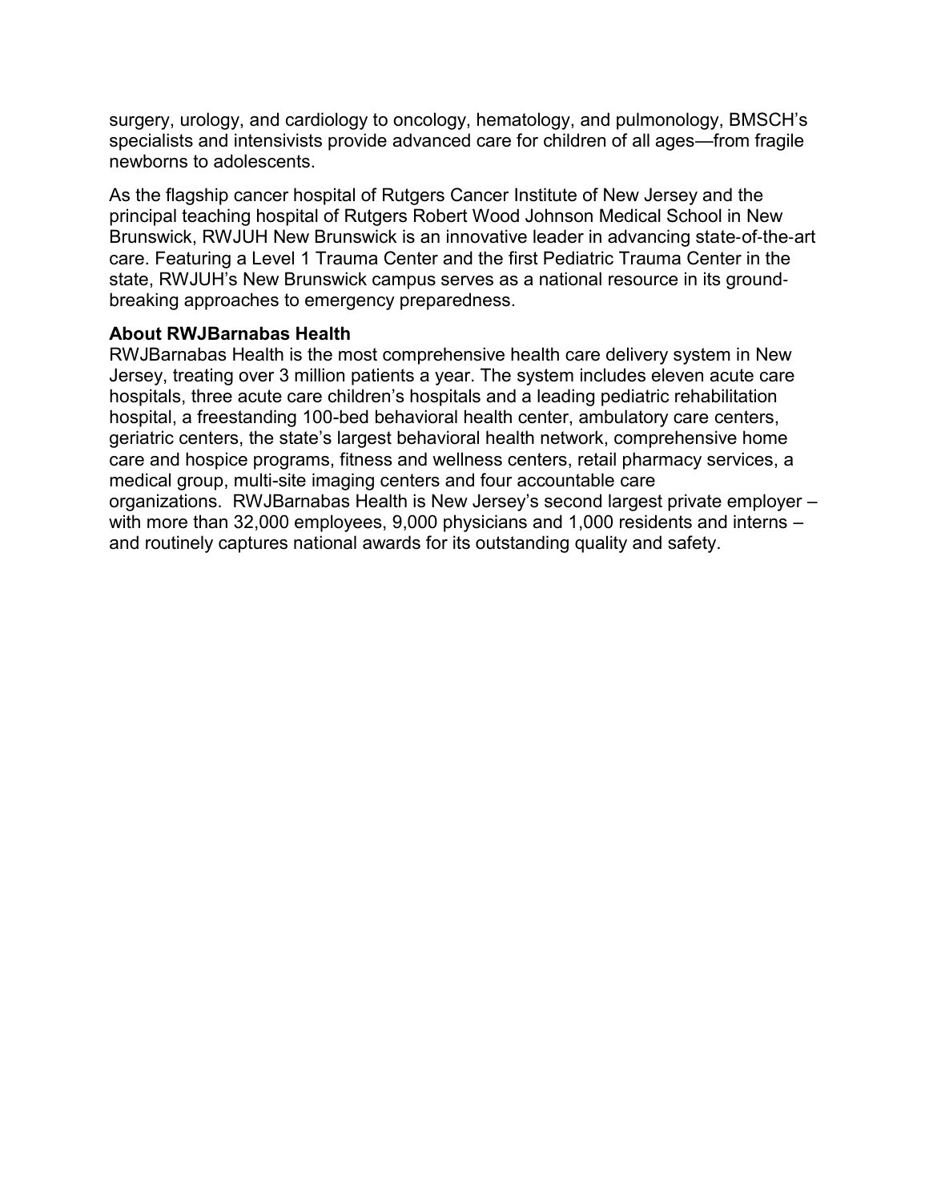surgery, urology, and cardiology to oncology, hematology, and pulmonology, BMSCH's specialists and intensivists provide advanced care for children of all ages—from fragile newborns to adolescents.

As the flagship cancer hospital of Rutgers Cancer Institute of New Jersey and the principal teaching hospital of Rutgers Robert Wood Johnson Medical School in New Brunswick, RWJUH New Brunswick is an innovative leader in advancing state-of-the-art care. Featuring a Level 1 Trauma Center and the first Pediatric Trauma Center in the state, RWJUH's New Brunswick campus serves as a national resource in its ground-breaking approaches to emergency preparedness.

**About RWJBarnabas Health**

RWJBarnabas Health is the most comprehensive health care delivery system in New Jersey, treating over 3 million patients a year. The system includes eleven acute care hospitals, three acute care children's hospitals and a leading pediatric rehabilitation hospital, a freestanding 100-bed behavioral health center, ambulatory care centers, geriatric centers, the state's largest behavioral health network, comprehensive home care and hospice programs, fitness and wellness centers, retail pharmacy services, a medical group, multi-site imaging centers and four accountable care organizations. RWJBarnabas Health is New Jersey's second largest private employer – with more than 32,000 employees, 9,000 physicians and 1,000 residents and interns – and routinely captures national awards for its outstanding quality and safety.